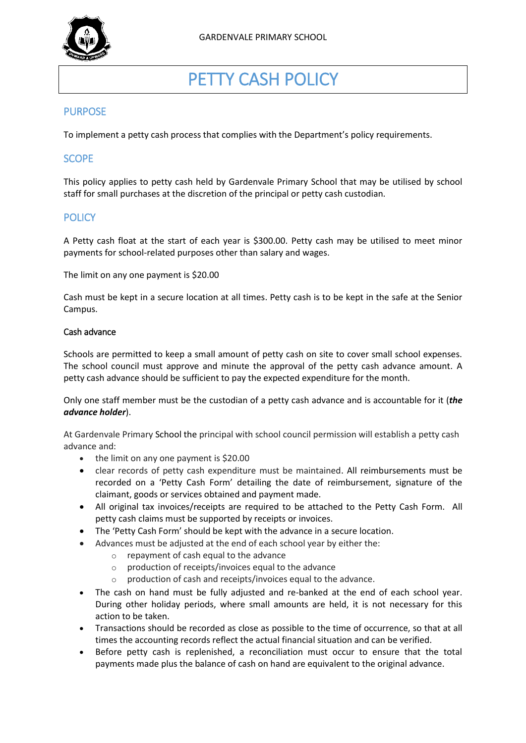GARDENVALE PRIMARY SCHOOL

# PETTY CASH POLICY

## PURPOSE

To implement a petty cash process that complies with the Department's policy requirements.

## SCOPE

This policy applies to petty cash held by Gardenvale Primary School that may be utilised by school staff for small purchases at the discretion of the principal or petty cash custodian.

## POLICY

A Petty cash float at the start of each year is $300.00. Petty cash may be utilised to meet minor payments for school-related purposes other than salary and wages.

The limit on any one payment is $20.00

Cash must be kept in a secure location at all times. Petty cash is to be kept in the safe at the Senior Campus.

### Cash advance

Schools are permitted to keep a small amount of petty cash on site to cover small school expenses. The school council must approve and minute the approval of the petty cash advance amount. A petty cash advance should be sufficient to pay the expected expenditure for the month.

Only one staff member must be the custodian of a petty cash advance and is accountable for it (***the advance holder***).

At Gardenvale Primary School the principal with school council permission will establish a petty cash advance and:

- the limit on any one payment is $20.00
- clear records of petty cash expenditure must be maintained. All reimbursements must be recorded on a 'Petty Cash Form' detailing the date of reimbursement, signature of the claimant, goods or services obtained and payment made.
- All original tax invoices/receipts are required to be attached to the Petty Cash Form. All petty cash claims must be supported by receipts or invoices.
- The 'Petty Cash Form' should be kept with the advance in a secure location.
- Advances must be adjusted at the end of each school year by either the:
    - repayment of cash equal to the advance
    - production of receipts/invoices equal to the advance
    - production of cash and receipts/invoices equal to the advance.
- The cash on hand must be fully adjusted and re-banked at the end of each school year. During other holiday periods, where small amounts are held, it is not necessary for this action to be taken.
- Transactions should be recorded as close as possible to the time of occurrence, so that at all times the accounting records reflect the actual financial situation and can be verified.
- Before petty cash is replenished, a reconciliation must occur to ensure that the total payments made plus the balance of cash on hand are equivalent to the original advance.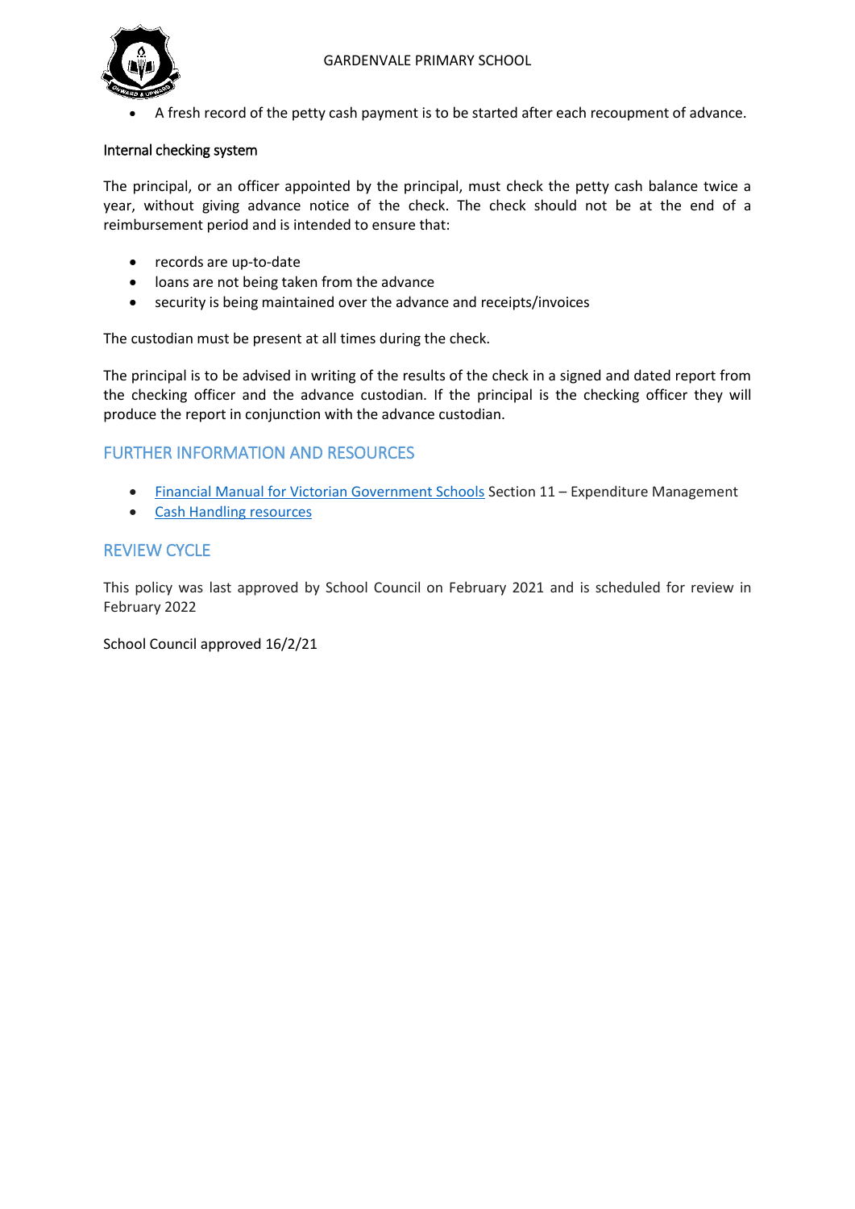- A fresh record of the petty cash payment is to be started after each recoupment of advance.

Internal checking system

The principal, or an officer appointed by the principal, must check the petty cash balance twice a year, without giving advance notice of the check. The check should not be at the end of a reimbursement period and is intended to ensure that:

- records are up-to-date
- loans are not being taken from the advance
- security is being maintained over the advance and receipts/invoices

The custodian must be present at all times during the check.

The principal is to be advised in writing of the results of the check in a signed and dated report from the checking officer and the advance custodian. If the principal is the checking officer they will produce the report in conjunction with the advance custodian.

## FURTHER INFORMATION AND RESOURCES

- Financial Manual for Victorian Government Schools Section 11 – Expenditure Management
- Cash Handling resources

## REVIEW CYCLE

This policy was last approved by School Council on February 2021 and is scheduled for review in February 2022

School Council approved 16/2/21